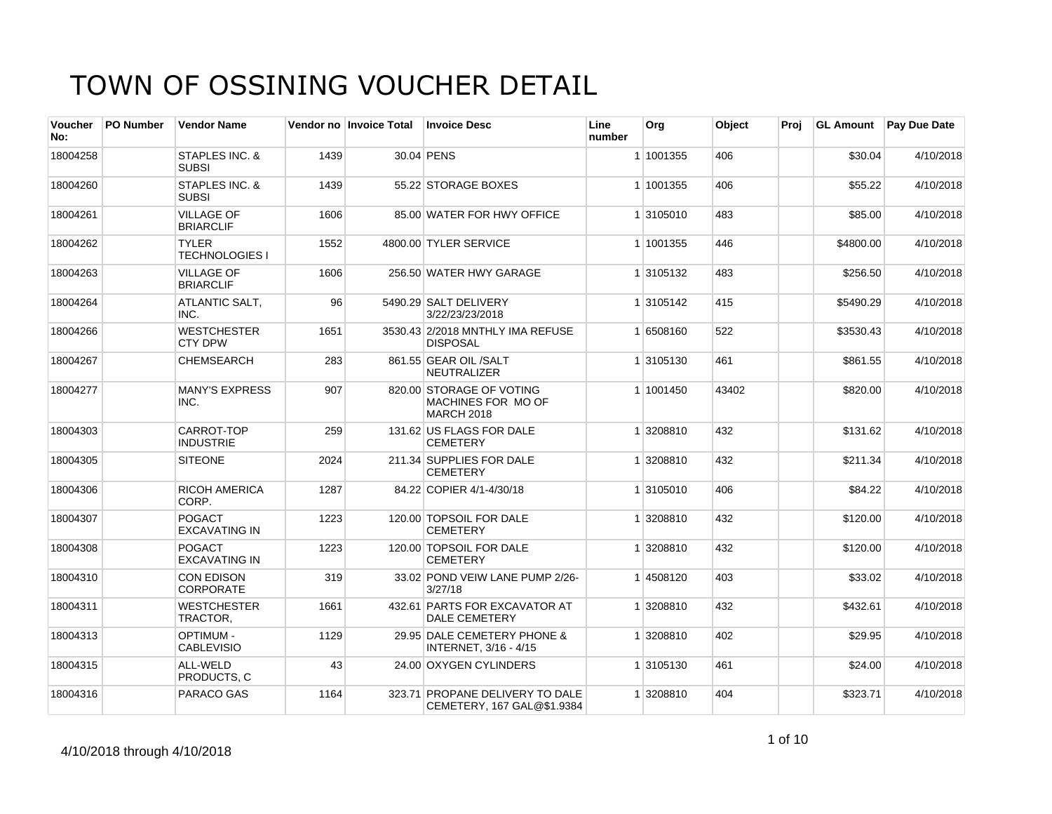# TOWN OF OSSINING VOUCHER DETAIL

| Voucher No: | PO Number | Vendor Name | Vendor no | Invoice Total | Invoice Desc | Line number | Org | Object | Proj | GL Amount | Pay Due Date |
|---|---|---|---|---|---|---|---|---|---|---|---|
| 18004258 | | STAPLES INC. & SUBSI | 1439 | 30.04 | PENS | 1 | 1001355 | 406 | | $30.04 | 4/10/2018 |
| 18004260 | | STAPLES INC. & SUBSI | 1439 | 55.22 | STORAGE BOXES | 1 | 1001355 | 406 | | $55.22 | 4/10/2018 |
| 18004261 | | VILLAGE OF BRIARCLIF | 1606 | 85.00 | WATER FOR HWY OFFICE | 1 | 3105010 | 483 | | $85.00 | 4/10/2018 |
| 18004262 | | TYLER TECHNOLOGIES I | 1552 | 4800.00 | TYLER SERVICE | 1 | 1001355 | 446 | | $4800.00 | 4/10/2018 |
| 18004263 | | VILLAGE OF BRIARCLIF | 1606 | 256.50 | WATER HWY GARAGE | 1 | 3105132 | 483 | | $256.50 | 4/10/2018 |
| 18004264 | | ATLANTIC SALT, INC. | 96 | 5490.29 | SALT DELIVERY 3/22/23/23/2018 | 1 | 3105142 | 415 | | $5490.29 | 4/10/2018 |
| 18004266 | | WESTCHESTER CTY DPW | 1651 | 3530.43 | 2/2018 MNTHLY IMA REFUSE DISPOSAL | 1 | 6508160 | 522 | | $3530.43 | 4/10/2018 |
| 18004267 | | CHEMSEARCH | 283 | 861.55 | GEAR OIL /SALT NEUTRALIZER | 1 | 3105130 | 461 | | $861.55 | 4/10/2018 |
| 18004277 | | MANY'S EXPRESS INC. | 907 | 820.00 | STORAGE OF VOTING MACHINES FOR MO OF MARCH 2018 | 1 | 1001450 | 43402 | | $820.00 | 4/10/2018 |
| 18004303 | | CARROT-TOP INDUSTRIE | 259 | 131.62 | US FLAGS FOR DALE CEMETERY | 1 | 3208810 | 432 | | $131.62 | 4/10/2018 |
| 18004305 | | SITEONE | 2024 | 211.34 | SUPPLIES FOR DALE CEMETERY | 1 | 3208810 | 432 | | $211.34 | 4/10/2018 |
| 18004306 | | RICOH AMERICA CORP. | 1287 | 84.22 | COPIER 4/1-4/30/18 | 1 | 3105010 | 406 | | $84.22 | 4/10/2018 |
| 18004307 | | POGACT EXCAVATING IN | 1223 | 120.00 | TOPSOIL FOR DALE CEMETERY | 1 | 3208810 | 432 | | $120.00 | 4/10/2018 |
| 18004308 | | POGACT EXCAVATING IN | 1223 | 120.00 | TOPSOIL FOR DALE CEMETERY | 1 | 3208810 | 432 | | $120.00 | 4/10/2018 |
| 18004310 | | CON EDISON CORPORATE | 319 | 33.02 | POND VEIW LANE PUMP 2/26-3/27/18 | 1 | 4508120 | 403 | | $33.02 | 4/10/2018 |
| 18004311 | | WESTCHESTER TRACTOR, | 1661 | 432.61 | PARTS FOR EXCAVATOR AT DALE CEMETERY | 1 | 3208810 | 432 | | $432.61 | 4/10/2018 |
| 18004313 | | OPTIMUM - CABLEVISIO | 1129 | 29.95 | DALE CEMETERY PHONE & INTERNET, 3/16 - 4/15 | 1 | 3208810 | 402 | | $29.95 | 4/10/2018 |
| 18004315 | | ALL-WELD PRODUCTS, C | 43 | 24.00 | OXYGEN CYLINDERS | 1 | 3105130 | 461 | | $24.00 | 4/10/2018 |
| 18004316 | | PARACO GAS | 1164 | 323.71 | PROPANE DELIVERY TO DALE CEMETERY, 167 GAL@$1.9384 | 1 | 3208810 | 404 | | $323.71 | 4/10/2018 |

4/10/2018 through 4/10/2018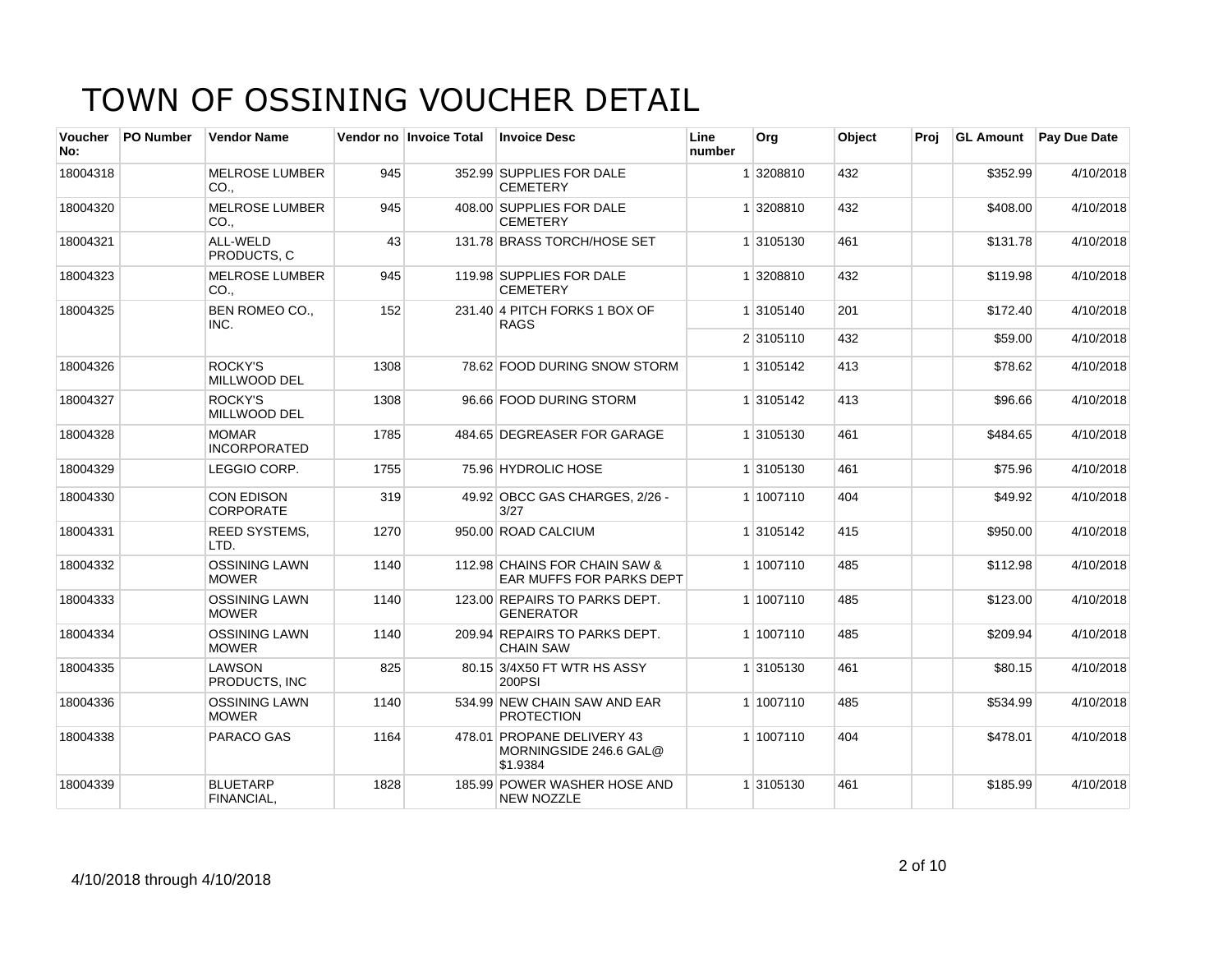# TOWN OF OSSINING VOUCHER DETAIL

| Voucher No: | PO Number | Vendor Name | Vendor no | Invoice Total | Invoice Desc | Line number | Org | Object | Proj | GL Amount | Pay Due Date |
|---|---|---|---|---|---|---|---|---|---|---|---|
| 18004318 | | MELROSE LUMBER CO., | 945 | 352.99 | SUPPLIES FOR DALE CEMETERY | 1 | 3208810 | 432 | | $352.99 | 4/10/2018 |
| 18004320 | | MELROSE LUMBER CO., | 945 | 408.00 | SUPPLIES FOR DALE CEMETERY | 1 | 3208810 | 432 | | $408.00 | 4/10/2018 |
| 18004321 | | ALL-WELD PRODUCTS, C | 43 | 131.78 | BRASS TORCH/HOSE SET | 1 | 3105130 | 461 | | $131.78 | 4/10/2018 |
| 18004323 | | MELROSE LUMBER CO., | 945 | 119.98 | SUPPLIES FOR DALE CEMETERY | 1 | 3208810 | 432 | | $119.98 | 4/10/2018 |
| 18004325 | | BEN ROMEO CO., INC. | 152 | 231.40 | 4 PITCH FORKS 1 BOX OF RAGS | 1 | 3105140 | 201 | | $172.40 | 4/10/2018 |
| | | | | | | 2 | 3105110 | 432 | | $59.00 | 4/10/2018 |
| 18004326 | | ROCKY'S MILLWOOD DEL | 1308 | 78.62 | FOOD DURING SNOW STORM | 1 | 3105142 | 413 | | $78.62 | 4/10/2018 |
| 18004327 | | ROCKY'S MILLWOOD DEL | 1308 | 96.66 | FOOD DURING STORM | 1 | 3105142 | 413 | | $96.66 | 4/10/2018 |
| 18004328 | | MOMAR INCORPORATED | 1785 | 484.65 | DEGREASER FOR GARAGE | 1 | 3105130 | 461 | | $484.65 | 4/10/2018 |
| 18004329 | | LEGGIO CORP. | 1755 | 75.96 | HYDROLIC HOSE | 1 | 3105130 | 461 | | $75.96 | 4/10/2018 |
| 18004330 | | CON EDISON CORPORATE | 319 | 49.92 | OBCC GAS CHARGES, 2/26 - 3/27 | 1 | 1007110 | 404 | | $49.92 | 4/10/2018 |
| 18004331 | | REED SYSTEMS, LTD. | 1270 | 950.00 | ROAD CALCIUM | 1 | 3105142 | 415 | | $950.00 | 4/10/2018 |
| 18004332 | | OSSINING LAWN MOWER | 1140 | 112.98 | CHAINS FOR CHAIN SAW & EAR MUFFS FOR PARKS DEPT | 1 | 1007110 | 485 | | $112.98 | 4/10/2018 |
| 18004333 | | OSSINING LAWN MOWER | 1140 | 123.00 | REPAIRS TO PARKS DEPT. GENERATOR | 1 | 1007110 | 485 | | $123.00 | 4/10/2018 |
| 18004334 | | OSSINING LAWN MOWER | 1140 | 209.94 | REPAIRS TO PARKS DEPT. CHAIN SAW | 1 | 1007110 | 485 | | $209.94 | 4/10/2018 |
| 18004335 | | LAWSON PRODUCTS, INC | 825 | 80.15 | 3/4X50 FT WTR HS ASSY 200PSI | 1 | 3105130 | 461 | | $80.15 | 4/10/2018 |
| 18004336 | | OSSINING LAWN MOWER | 1140 | 534.99 | NEW CHAIN SAW AND EAR PROTECTION | 1 | 1007110 | 485 | | $534.99 | 4/10/2018 |
| 18004338 | | PARACO GAS | 1164 | 478.01 | PROPANE DELIVERY 43 MORNINGSIDE 246.6 GAL@ $1.9384 | 1 | 1007110 | 404 | | $478.01 | 4/10/2018 |
| 18004339 | | BLUETARP FINANCIAL, | 1828 | 185.99 | POWER WASHER HOSE AND NEW NOZZLE | 1 | 3105130 | 461 | | $185.99 | 4/10/2018 |

4/10/2018 through 4/10/2018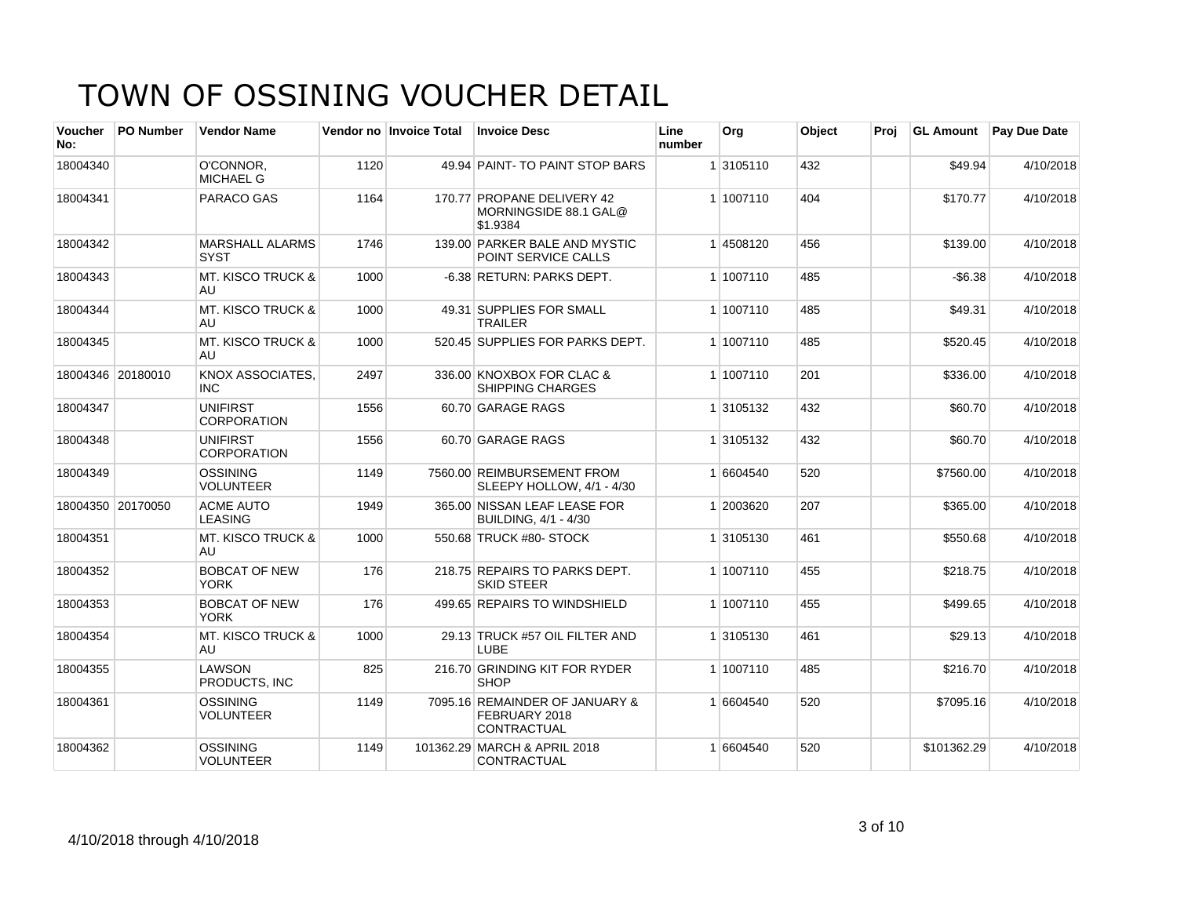# TOWN OF OSSINING VOUCHER DETAIL

| Voucher No: | PO Number | Vendor Name | Vendor no | Invoice Total | Invoice Desc | Line number | Org | Object | Proj | GL Amount | Pay Due Date |
|---|---|---|---|---|---|---|---|---|---|---|---|
| 18004340 | | O'CONNOR, MICHAEL G | 1120 | 49.94 | PAINT- TO PAINT STOP BARS | 1 | 3105110 | 432 | | $49.94 | 4/10/2018 |
| 18004341 | | PARACO GAS | 1164 | 170.77 | PROPANE DELIVERY 42 MORNINGSIDE 88.1 GAL@ $1.9384 | 1 | 1007110 | 404 | | $170.77 | 4/10/2018 |
| 18004342 | | MARSHALL ALARMS SYST | 1746 | 139.00 | PARKER BALE AND MYSTIC POINT SERVICE CALLS | 1 | 4508120 | 456 | | $139.00 | 4/10/2018 |
| 18004343 | | MT. KISCO TRUCK & AU | 1000 | -6.38 | RETURN: PARKS DEPT. | 1 | 1007110 | 485 | | -$6.38 | 4/10/2018 |
| 18004344 | | MT. KISCO TRUCK & AU | 1000 | 49.31 | SUPPLIES FOR SMALL TRAILER | 1 | 1007110 | 485 | | $49.31 | 4/10/2018 |
| 18004345 | | MT. KISCO TRUCK & AU | 1000 | 520.45 | SUPPLIES FOR PARKS DEPT. | 1 | 1007110 | 485 | | $520.45 | 4/10/2018 |
| 18004346 | 20180010 | KNOX ASSOCIATES, INC | 2497 | 336.00 | KNOXBOX FOR CLAC & SHIPPING CHARGES | 1 | 1007110 | 201 | | $336.00 | 4/10/2018 |
| 18004347 | | UNIFIRST CORPORATION | 1556 | 60.70 | GARAGE RAGS | 1 | 3105132 | 432 | | $60.70 | 4/10/2018 |
| 18004348 | | UNIFIRST CORPORATION | 1556 | 60.70 | GARAGE RAGS | 1 | 3105132 | 432 | | $60.70 | 4/10/2018 |
| 18004349 | | OSSINING VOLUNTEER | 1149 | 7560.00 | REIMBURSEMENT FROM SLEEPY HOLLOW, 4/1 - 4/30 | 1 | 6604540 | 520 | | $7560.00 | 4/10/2018 |
| 18004350 | 20170050 | ACME AUTO LEASING | 1949 | 365.00 | NISSAN LEAF LEASE FOR BUILDING, 4/1 - 4/30 | 1 | 2003620 | 207 | | $365.00 | 4/10/2018 |
| 18004351 | | MT. KISCO TRUCK & AU | 1000 | 550.68 | TRUCK #80- STOCK | 1 | 3105130 | 461 | | $550.68 | 4/10/2018 |
| 18004352 | | BOBCAT OF NEW YORK | 176 | 218.75 | REPAIRS TO PARKS DEPT. SKID STEER | 1 | 1007110 | 455 | | $218.75 | 4/10/2018 |
| 18004353 | | BOBCAT OF NEW YORK | 176 | 499.65 | REPAIRS TO WINDSHIELD | 1 | 1007110 | 455 | | $499.65 | 4/10/2018 |
| 18004354 | | MT. KISCO TRUCK & AU | 1000 | 29.13 | TRUCK #57 OIL FILTER AND LUBE | 1 | 3105130 | 461 | | $29.13 | 4/10/2018 |
| 18004355 | | LAWSON PRODUCTS, INC | 825 | 216.70 | GRINDING KIT FOR RYDER SHOP | 1 | 1007110 | 485 | | $216.70 | 4/10/2018 |
| 18004361 | | OSSINING VOLUNTEER | 1149 | 7095.16 | REMAINDER OF JANUARY & FEBRUARY 2018 CONTRACTUAL | 1 | 6604540 | 520 | | $7095.16 | 4/10/2018 |
| 18004362 | | OSSINING VOLUNTEER | 1149 | 101362.29 | MARCH & APRIL 2018 CONTRACTUAL | 1 | 6604540 | 520 | | $101362.29 | 4/10/2018 |

4/10/2018 through 4/10/2018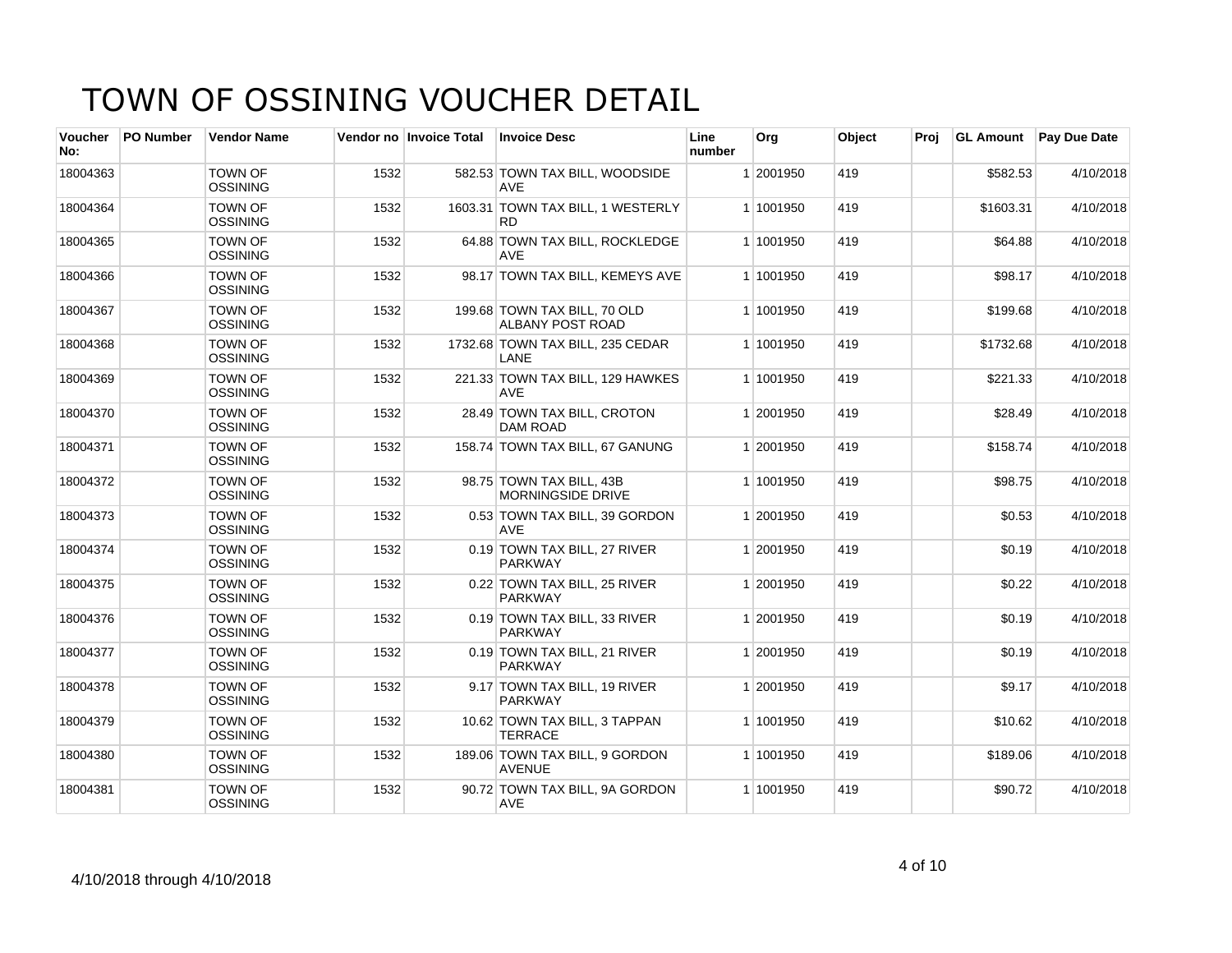# TOWN OF OSSINING VOUCHER DETAIL

| Voucher No: | PO Number | Vendor Name | Vendor no | Invoice Total | Invoice Desc | Line number | Org | Object | Proj | GL Amount | Pay Due Date |
|---|---|---|---|---|---|---|---|---|---|---|---|
| 18004363 | | TOWN OF OSSINING | 1532 | 582.53 | TOWN TAX BILL, WOODSIDE AVE | 1 | 2001950 | 419 | | $582.53 | 4/10/2018 |
| 18004364 | | TOWN OF OSSINING | 1532 | 1603.31 | TOWN TAX BILL, 1 WESTERLY RD | 1 | 1001950 | 419 | | $1603.31 | 4/10/2018 |
| 18004365 | | TOWN OF OSSINING | 1532 | 64.88 | TOWN TAX BILL, ROCKLEDGE AVE | 1 | 1001950 | 419 | | $64.88 | 4/10/2018 |
| 18004366 | | TOWN OF OSSINING | 1532 | 98.17 | TOWN TAX BILL, KEMEYS AVE | 1 | 1001950 | 419 | | $98.17 | 4/10/2018 |
| 18004367 | | TOWN OF OSSINING | 1532 | 199.68 | TOWN TAX BILL, 70 OLD ALBANY POST ROAD | 1 | 1001950 | 419 | | $199.68 | 4/10/2018 |
| 18004368 | | TOWN OF OSSINING | 1532 | 1732.68 | TOWN TAX BILL, 235 CEDAR LANE | 1 | 1001950 | 419 | | $1732.68 | 4/10/2018 |
| 18004369 | | TOWN OF OSSINING | 1532 | 221.33 | TOWN TAX BILL, 129 HAWKES AVE | 1 | 1001950 | 419 | | $221.33 | 4/10/2018 |
| 18004370 | | TOWN OF OSSINING | 1532 | 28.49 | TOWN TAX BILL, CROTON DAM ROAD | 1 | 2001950 | 419 | | $28.49 | 4/10/2018 |
| 18004371 | | TOWN OF OSSINING | 1532 | 158.74 | TOWN TAX BILL, 67 GANUNG | 1 | 2001950 | 419 | | $158.74 | 4/10/2018 |
| 18004372 | | TOWN OF OSSINING | 1532 | 98.75 | TOWN TAX BILL, 43B MORNINGSIDE DRIVE | 1 | 1001950 | 419 | | $98.75 | 4/10/2018 |
| 18004373 | | TOWN OF OSSINING | 1532 | 0.53 | TOWN TAX BILL, 39 GORDON AVE | 1 | 2001950 | 419 | | $0.53 | 4/10/2018 |
| 18004374 | | TOWN OF OSSINING | 1532 | 0.19 | TOWN TAX BILL, 27 RIVER PARKWAY | 1 | 2001950 | 419 | | $0.19 | 4/10/2018 |
| 18004375 | | TOWN OF OSSINING | 1532 | 0.22 | TOWN TAX BILL, 25 RIVER PARKWAY | 1 | 2001950 | 419 | | $0.22 | 4/10/2018 |
| 18004376 | | TOWN OF OSSINING | 1532 | 0.19 | TOWN TAX BILL, 33 RIVER PARKWAY | 1 | 2001950 | 419 | | $0.19 | 4/10/2018 |
| 18004377 | | TOWN OF OSSINING | 1532 | 0.19 | TOWN TAX BILL, 21 RIVER PARKWAY | 1 | 2001950 | 419 | | $0.19 | 4/10/2018 |
| 18004378 | | TOWN OF OSSINING | 1532 | 9.17 | TOWN TAX BILL, 19 RIVER PARKWAY | 1 | 2001950 | 419 | | $9.17 | 4/10/2018 |
| 18004379 | | TOWN OF OSSINING | 1532 | 10.62 | TOWN TAX BILL, 3 TAPPAN TERRACE | 1 | 1001950 | 419 | | $10.62 | 4/10/2018 |
| 18004380 | | TOWN OF OSSINING | 1532 | 189.06 | TOWN TAX BILL, 9 GORDON AVENUE | 1 | 1001950 | 419 | | $189.06 | 4/10/2018 |
| 18004381 | | TOWN OF OSSINING | 1532 | 90.72 | TOWN TAX BILL, 9A GORDON AVE | 1 | 1001950 | 419 | | $90.72 | 4/10/2018 |

4/10/2018 through 4/10/2018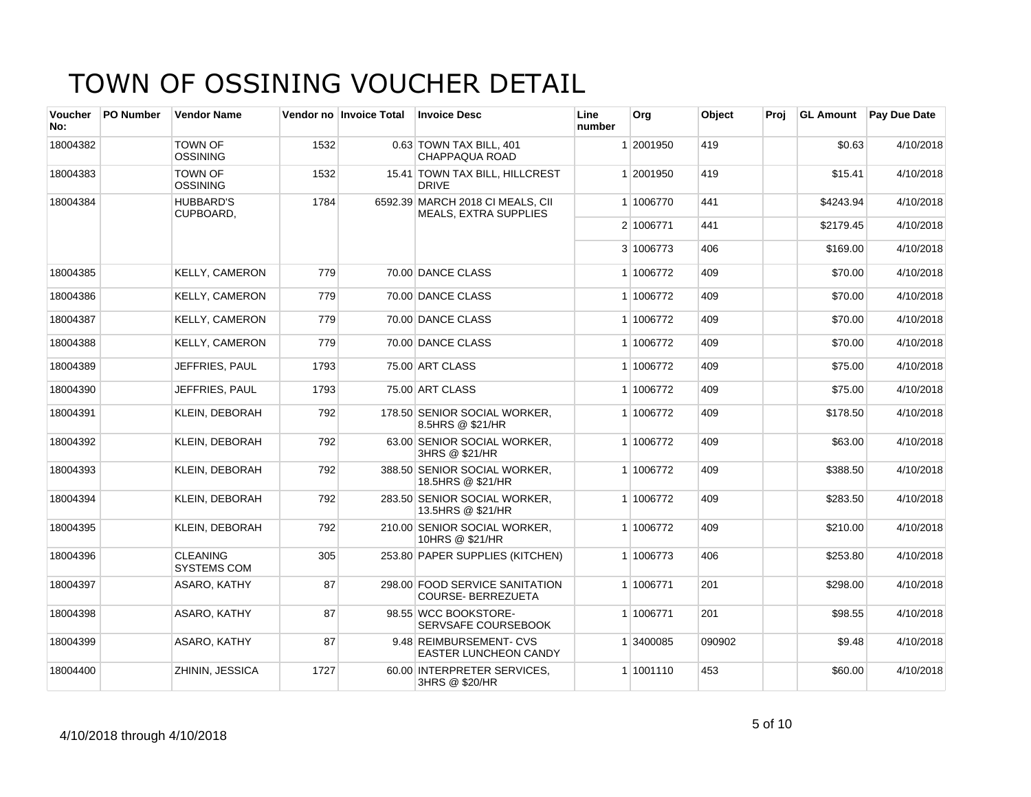# TOWN OF OSSINING VOUCHER DETAIL

| Voucher No: | PO Number | Vendor Name | Vendor no | Invoice Total | Invoice Desc | Line number | Org | Object | Proj | GL Amount | Pay Due Date |
|---|---|---|---|---|---|---|---|---|---|---|---|
| 18004382 | | TOWN OF OSSINING | 1532 | 0.63 | TOWN TAX BILL, 401 CHAPPAQUA ROAD | 1 | 2001950 | 419 | | $0.63 | 4/10/2018 |
| 18004383 | | TOWN OF OSSINING | 1532 | 15.41 | TOWN TAX BILL, HILLCREST DRIVE | 1 | 2001950 | 419 | | $15.41 | 4/10/2018 |
| 18004384 | | HUBBARD'S CUPBOARD, | 1784 | 6592.39 | MARCH 2018 CI MEALS, CII MEALS, EXTRA SUPPLIES | 1 | 1006770 | 441 | | $4243.94 | 4/10/2018 |
| | | | | | | 2 | 1006771 | 441 | | $2179.45 | 4/10/2018 |
| | | | | | | 3 | 1006773 | 406 | | $169.00 | 4/10/2018 |
| 18004385 | | KELLY, CAMERON | 779 | 70.00 | DANCE CLASS | 1 | 1006772 | 409 | | $70.00 | 4/10/2018 |
| 18004386 | | KELLY, CAMERON | 779 | 70.00 | DANCE CLASS | 1 | 1006772 | 409 | | $70.00 | 4/10/2018 |
| 18004387 | | KELLY, CAMERON | 779 | 70.00 | DANCE CLASS | 1 | 1006772 | 409 | | $70.00 | 4/10/2018 |
| 18004388 | | KELLY, CAMERON | 779 | 70.00 | DANCE CLASS | 1 | 1006772 | 409 | | $70.00 | 4/10/2018 |
| 18004389 | | JEFFRIES, PAUL | 1793 | 75.00 | ART CLASS | 1 | 1006772 | 409 | | $75.00 | 4/10/2018 |
| 18004390 | | JEFFRIES, PAUL | 1793 | 75.00 | ART CLASS | 1 | 1006772 | 409 | | $75.00 | 4/10/2018 |
| 18004391 | | KLEIN, DEBORAH | 792 | 178.50 | SENIOR SOCIAL WORKER, 8.5HRS @ $21/HR | 1 | 1006772 | 409 | | $178.50 | 4/10/2018 |
| 18004392 | | KLEIN, DEBORAH | 792 | 63.00 | SENIOR SOCIAL WORKER, 3HRS @ $21/HR | 1 | 1006772 | 409 | | $63.00 | 4/10/2018 |
| 18004393 | | KLEIN, DEBORAH | 792 | 388.50 | SENIOR SOCIAL WORKER, 18.5HRS @ $21/HR | 1 | 1006772 | 409 | | $388.50 | 4/10/2018 |
| 18004394 | | KLEIN, DEBORAH | 792 | 283.50 | SENIOR SOCIAL WORKER, 13.5HRS @ $21/HR | 1 | 1006772 | 409 | | $283.50 | 4/10/2018 |
| 18004395 | | KLEIN, DEBORAH | 792 | 210.00 | SENIOR SOCIAL WORKER, 10HRS @ $21/HR | 1 | 1006772 | 409 | | $210.00 | 4/10/2018 |
| 18004396 | | CLEANING SYSTEMS COM | 305 | 253.80 | PAPER SUPPLIES (KITCHEN) | 1 | 1006773 | 406 | | $253.80 | 4/10/2018 |
| 18004397 | | ASARO, KATHY | 87 | 298.00 | FOOD SERVICE SANITATION COURSE- BERREZUETA | 1 | 1006771 | 201 | | $298.00 | 4/10/2018 |
| 18004398 | | ASARO, KATHY | 87 | 98.55 | WCC BOOKSTORE- SERVSAFE COURSEBOOK | 1 | 1006771 | 201 | | $98.55 | 4/10/2018 |
| 18004399 | | ASARO, KATHY | 87 | 9.48 | REIMBURSEMENT- CVS EASTER LUNCHEON CANDY | 1 | 3400085 | 090902 | | $9.48 | 4/10/2018 |
| 18004400 | | ZHININ, JESSICA | 1727 | 60.00 | INTERPRETER SERVICES, 3HRS @ $20/HR | 1 | 1001110 | 453 | | $60.00 | 4/10/2018 |

4/10/2018 through 4/10/2018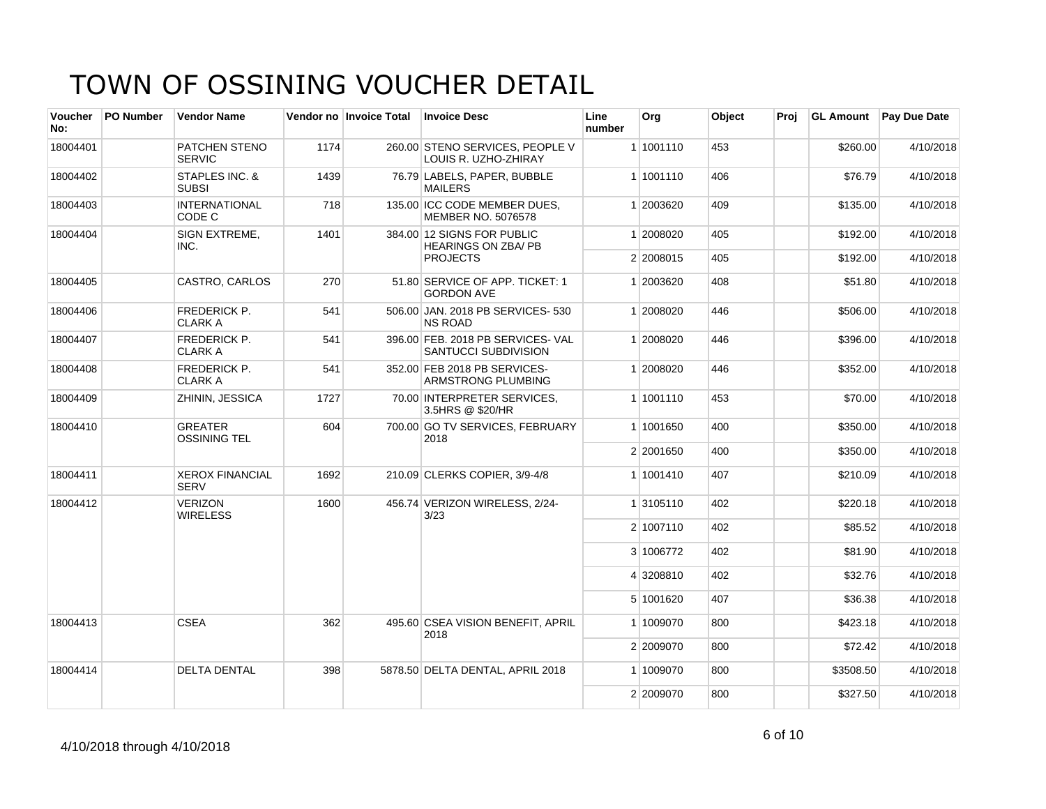# TOWN OF OSSINING VOUCHER DETAIL

| Voucher No: | PO Number | Vendor Name | Vendor no | Invoice Total | Invoice Desc | Line number | Org | Object | Proj | GL Amount | Pay Due Date |
|---|---|---|---|---|---|---|---|---|---|---|---|
| 18004401 | | PATCHEN STENO SERVIC | 1174 | 260.00 | STENO SERVICES, PEOPLE V LOUIS R. UZHO-ZHIRAY | 1 | 1001110 | 453 | | $260.00 | 4/10/2018 |
| 18004402 | | STAPLES INC. & SUBSI | 1439 | 76.79 | LABELS, PAPER, BUBBLE MAILERS | 1 | 1001110 | 406 | | $76.79 | 4/10/2018 |
| 18004403 | | INTERNATIONAL CODE C | 718 | 135.00 | ICC CODE MEMBER DUES, MEMBER NO. 5076578 | 1 | 2003620 | 409 | | $135.00 | 4/10/2018 |
| 18004404 | | SIGN EXTREME, INC. | 1401 | 384.00 | 12 SIGNS FOR PUBLIC HEARINGS ON ZBA/ PB PROJECTS | 1 | 2008020 | 405 | | $192.00 | 4/10/2018 |
| | | | | | | 2 | 2008015 | 405 | | $192.00 | 4/10/2018 |
| 18004405 | | CASTRO, CARLOS | 270 | 51.80 | SERVICE OF APP. TICKET: 1 GORDON AVE | 1 | 2003620 | 408 | | $51.80 | 4/10/2018 |
| 18004406 | | FREDERICK P. CLARK A | 541 | 506.00 | JAN. 2018 PB SERVICES- 530 NS ROAD | 1 | 2008020 | 446 | | $506.00 | 4/10/2018 |
| 18004407 | | FREDERICK P. CLARK A | 541 | 396.00 | FEB. 2018 PB SERVICES- VAL SANTUCCI SUBDIVISION | 1 | 2008020 | 446 | | $396.00 | 4/10/2018 |
| 18004408 | | FREDERICK P. CLARK A | 541 | 352.00 | FEB 2018 PB SERVICES- ARMSTRONG PLUMBING | 1 | 2008020 | 446 | | $352.00 | 4/10/2018 |
| 18004409 | | ZHININ, JESSICA | 1727 | 70.00 | INTERPRETER SERVICES, 3.5HRS @ $20/HR | 1 | 1001110 | 453 | | $70.00 | 4/10/2018 |
| 18004410 | | GREATER OSSINING TEL | 604 | 700.00 | GO TV SERVICES, FEBRUARY 2018 | 1 | 1001650 | 400 | | $350.00 | 4/10/2018 |
| | | | | | | 2 | 2001650 | 400 | | $350.00 | 4/10/2018 |
| 18004411 | | XEROX FINANCIAL SERV | 1692 | 210.09 | CLERKS COPIER, 3/9-4/8 | 1 | 1001410 | 407 | | $210.09 | 4/10/2018 |
| 18004412 | | VERIZON WIRELESS | 1600 | 456.74 | VERIZON WIRELESS, 2/24-3/23 | 1 | 3105110 | 402 | | $220.18 | 4/10/2018 |
| | | | | | | 2 | 1007110 | 402 | | $85.52 | 4/10/2018 |
| | | | | | | 3 | 1006772 | 402 | | $81.90 | 4/10/2018 |
| | | | | | | 4 | 3208810 | 402 | | $32.76 | 4/10/2018 |
| | | | | | | 5 | 1001620 | 407 | | $36.38 | 4/10/2018 |
| 18004413 | | CSEA | 362 | 495.60 | CSEA VISION BENEFIT, APRIL 2018 | 1 | 1009070 | 800 | | $423.18 | 4/10/2018 |
| | | | | | | 2 | 2009070 | 800 | | $72.42 | 4/10/2018 |
| 18004414 | | DELTA DENTAL | 398 | 5878.50 | DELTA DENTAL, APRIL 2018 | 1 | 1009070 | 800 | | $3508.50 | 4/10/2018 |
| | | | | | | 2 | 2009070 | 800 | | $327.50 | 4/10/2018 |

4/10/2018 through 4/10/2018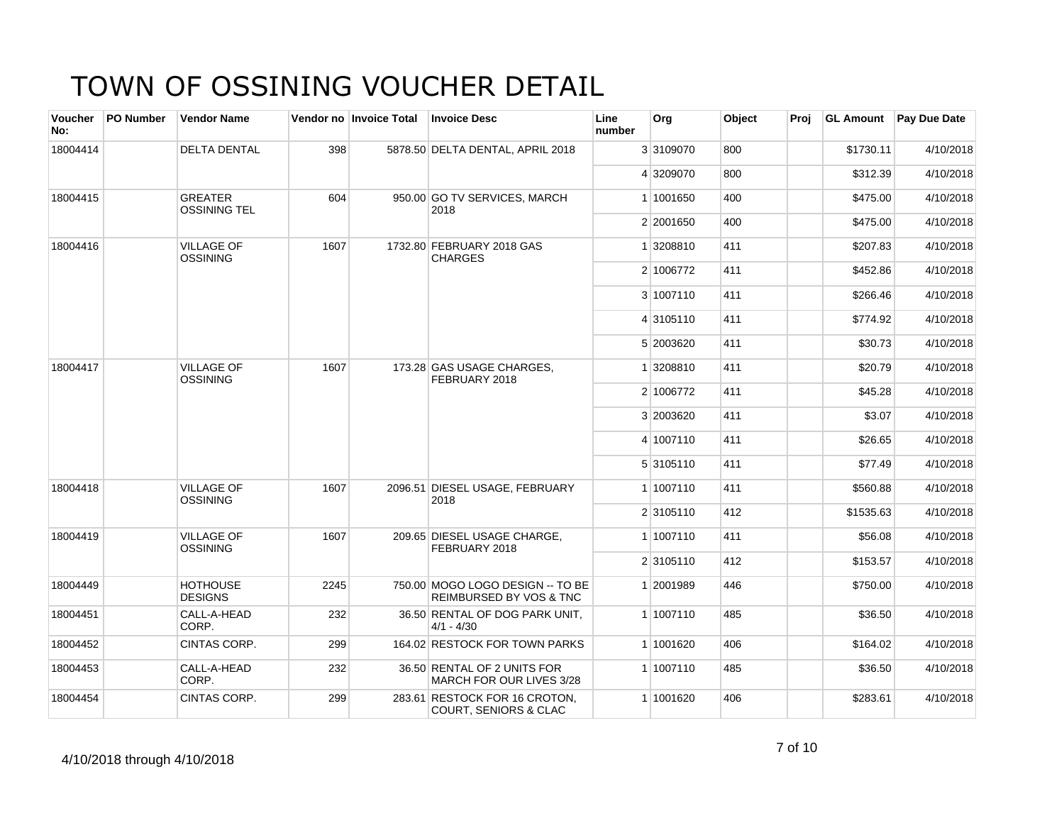# TOWN OF OSSINING VOUCHER DETAIL

| Voucher No: | PO Number | Vendor Name | Vendor no | Invoice Total | Invoice Desc | Line number | Org | Object | Proj | GL Amount | Pay Due Date |
|---|---|---|---|---|---|---|---|---|---|---|---|
| 18004414 | | DELTA DENTAL | 398 | 5878.50 | DELTA DENTAL, APRIL 2018 | 3 | 3109070 | 800 | | $1730.11 | 4/10/2018 |
| | | | | | | 4 | 3209070 | 800 | | $312.39 | 4/10/2018 |
| 18004415 | | GREATER OSSINING TEL | 604 | 950.00 | GO TV SERVICES, MARCH 2018 | 1 | 1001650 | 400 | | $475.00 | 4/10/2018 |
| | | | | | | 2 | 2001650 | 400 | | $475.00 | 4/10/2018 |
| 18004416 | | VILLAGE OF OSSINING | 1607 | 1732.80 | FEBRUARY 2018 GAS CHARGES | 1 | 3208810 | 411 | | $207.83 | 4/10/2018 |
| | | | | | | 2 | 1006772 | 411 | | $452.86 | 4/10/2018 |
| | | | | | | 3 | 1007110 | 411 | | $266.46 | 4/10/2018 |
| | | | | | | 4 | 3105110 | 411 | | $774.92 | 4/10/2018 |
| | | | | | | 5 | 2003620 | 411 | | $30.73 | 4/10/2018 |
| 18004417 | | VILLAGE OF OSSINING | 1607 | 173.28 | GAS USAGE CHARGES, FEBRUARY 2018 | 1 | 3208810 | 411 | | $20.79 | 4/10/2018 |
| | | | | | | 2 | 1006772 | 411 | | $45.28 | 4/10/2018 |
| | | | | | | 3 | 2003620 | 411 | | $3.07 | 4/10/2018 |
| | | | | | | 4 | 1007110 | 411 | | $26.65 | 4/10/2018 |
| | | | | | | 5 | 3105110 | 411 | | $77.49 | 4/10/2018 |
| 18004418 | | VILLAGE OF OSSINING | 1607 | 2096.51 | DIESEL USAGE, FEBRUARY 2018 | 1 | 1007110 | 411 | | $560.88 | 4/10/2018 |
| | | | | | | 2 | 3105110 | 412 | | $1535.63 | 4/10/2018 |
| 18004419 | | VILLAGE OF OSSINING | 1607 | 209.65 | DIESEL USAGE CHARGE, FEBRUARY 2018 | 1 | 1007110 | 411 | | $56.08 | 4/10/2018 |
| | | | | | | 2 | 3105110 | 412 | | $153.57 | 4/10/2018 |
| 18004449 | | HOTHOUSE DESIGNS | 2245 | 750.00 | MOGO LOGO DESIGN -- TO BE REIMBURSED BY VOS & TNC | 1 | 2001989 | 446 | | $750.00 | 4/10/2018 |
| 18004451 | | CALL-A-HEAD CORP. | 232 | 36.50 | RENTAL OF DOG PARK UNIT, 4/1 - 4/30 | 1 | 1007110 | 485 | | $36.50 | 4/10/2018 |
| 18004452 | | CINTAS CORP. | 299 | 164.02 | RESTOCK FOR TOWN PARKS | 1 | 1001620 | 406 | | $164.02 | 4/10/2018 |
| 18004453 | | CALL-A-HEAD CORP. | 232 | 36.50 | RENTAL OF 2 UNITS FOR MARCH FOR OUR LIVES 3/28 | 1 | 1007110 | 485 | | $36.50 | 4/10/2018 |
| 18004454 | | CINTAS CORP. | 299 | 283.61 | RESTOCK FOR 16 CROTON, COURT, SENIORS & CLAC | 1 | 1001620 | 406 | | $283.61 | 4/10/2018 |

4/10/2018 through 4/10/2018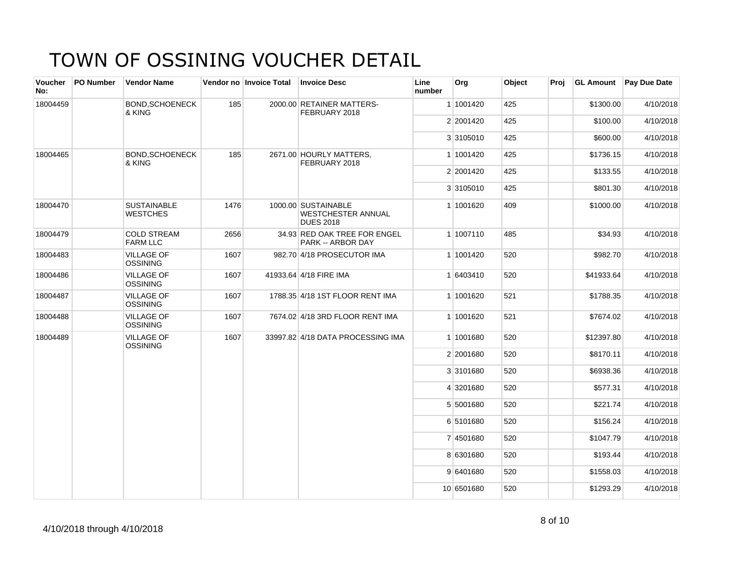# TOWN OF OSSINING VOUCHER DETAIL

| Voucher No: | PO Number | Vendor Name | Vendor no | Invoice Total | Invoice Desc | Line number | Org | Object | Proj | GL Amount | Pay Due Date |
|---|---|---|---|---|---|---|---|---|---|---|---|
| 18004459 | | BOND,SCHOENECK & KING | 185 | 2000.00 | RETAINER MATTERS-FEBRUARY 2018 | 1 | 1001420 | 425 | | $1300.00 | 4/10/2018 |
| | | | | | | 2 | 2001420 | 425 | | $100.00 | 4/10/2018 |
| | | | | | | 3 | 3105010 | 425 | | $600.00 | 4/10/2018 |
| 18004465 | | BOND,SCHOENECK & KING | 185 | 2671.00 | HOURLY MATTERS, FEBRUARY 2018 | 1 | 1001420 | 425 | | $1736.15 | 4/10/2018 |
| | | | | | | 2 | 2001420 | 425 | | $133.55 | 4/10/2018 |
| | | | | | | 3 | 3105010 | 425 | | $801.30 | 4/10/2018 |
| 18004470 | | SUSTAINABLE WESTCHES | 1476 | 1000.00 | SUSTAINABLE WESTCHESTER ANNUAL DUES 2018 | 1 | 1001620 | 409 | | $1000.00 | 4/10/2018 |
| 18004479 | | COLD STREAM FARM LLC | 2656 | 34.93 | RED OAK TREE FOR ENGEL PARK -- ARBOR DAY | 1 | 1007110 | 485 | | $34.93 | 4/10/2018 |
| 18004483 | | VILLAGE OF OSSINING | 1607 | 982.70 | 4/18 PROSECUTOR IMA | 1 | 1001420 | 520 | | $982.70 | 4/10/2018 |
| 18004486 | | VILLAGE OF OSSINING | 1607 | 41933.64 | 4/18 FIRE IMA | 1 | 6403410 | 520 | | $41933.64 | 4/10/2018 |
| 18004487 | | VILLAGE OF OSSINING | 1607 | 1788.35 | 4/18 1ST FLOOR RENT IMA | 1 | 1001620 | 521 | | $1788.35 | 4/10/2018 |
| 18004488 | | VILLAGE OF OSSINING | 1607 | 7674.02 | 4/18 3RD FLOOR RENT IMA | 1 | 1001620 | 521 | | $7674.02 | 4/10/2018 |
| 18004489 | | VILLAGE OF OSSINING | 1607 | 33997.82 | 4/18 DATA PROCESSING IMA | 1 | 1001680 | 520 | | $12397.80 | 4/10/2018 |
| | | | | | | 2 | 2001680 | 520 | | $8170.11 | 4/10/2018 |
| | | | | | | 3 | 3101680 | 520 | | $6938.36 | 4/10/2018 |
| | | | | | | 4 | 3201680 | 520 | | $577.31 | 4/10/2018 |
| | | | | | | 5 | 5001680 | 520 | | $221.74 | 4/10/2018 |
| | | | | | | 6 | 5101680 | 520 | | $156.24 | 4/10/2018 |
| | | | | | | 7 | 4501680 | 520 | | $1047.79 | 4/10/2018 |
| | | | | | | 8 | 6301680 | 520 | | $193.44 | 4/10/2018 |
| | | | | | | 9 | 6401680 | 520 | | $1558.03 | 4/10/2018 |
| | | | | | | 10 | 6501680 | 520 | | $1293.29 | 4/10/2018 |

4/10/2018 through 4/10/2018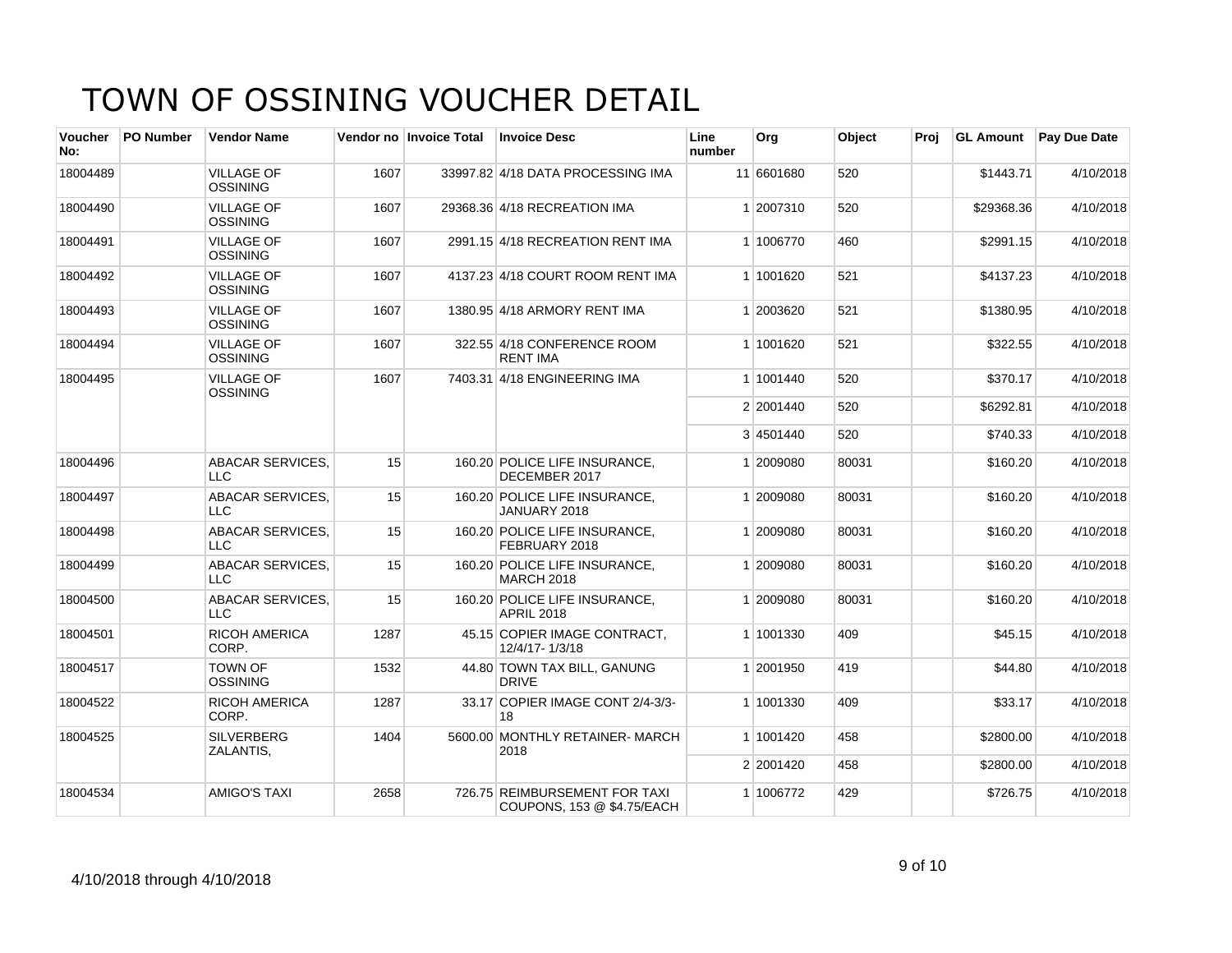# TOWN OF OSSINING VOUCHER DETAIL

| Voucher No: | PO Number | Vendor Name | Vendor no | Invoice Total | Invoice Desc | Line number | Org | Object | Proj | GL Amount | Pay Due Date |
|---|---|---|---|---|---|---|---|---|---|---|---|
| 18004489 | | VILLAGE OF OSSINING | 1607 | 33997.82 | 4/18 DATA PROCESSING IMA | 11 | 6601680 | 520 | | $1443.71 | 4/10/2018 |
| 18004490 | | VILLAGE OF OSSINING | 1607 | 29368.36 | 4/18 RECREATION IMA | 1 | 2007310 | 520 | | $29368.36 | 4/10/2018 |
| 18004491 | | VILLAGE OF OSSINING | 1607 | 2991.15 | 4/18 RECREATION RENT IMA | 1 | 1006770 | 460 | | $2991.15 | 4/10/2018 |
| 18004492 | | VILLAGE OF OSSINING | 1607 | 4137.23 | 4/18 COURT ROOM RENT IMA | 1 | 1001620 | 521 | | $4137.23 | 4/10/2018 |
| 18004493 | | VILLAGE OF OSSINING | 1607 | 1380.95 | 4/18 ARMORY RENT IMA | 1 | 2003620 | 521 | | $1380.95 | 4/10/2018 |
| 18004494 | | VILLAGE OF OSSINING | 1607 | 322.55 | 4/18 CONFERENCE ROOM RENT IMA | 1 | 1001620 | 521 | | $322.55 | 4/10/2018 |
| 18004495 | | VILLAGE OF OSSINING | 1607 | 7403.31 | 4/18 ENGINEERING IMA | 1 | 1001440 | 520 | | $370.17 | 4/10/2018 |
| | | | | | | 2 | 2001440 | 520 | | $6292.81 | 4/10/2018 |
| | | | | | | 3 | 4501440 | 520 | | $740.33 | 4/10/2018 |
| 18004496 | | ABACAR SERVICES, LLC | 15 | 160.20 | POLICE LIFE INSURANCE, DECEMBER 2017 | 1 | 2009080 | 80031 | | $160.20 | 4/10/2018 |
| 18004497 | | ABACAR SERVICES, LLC | 15 | 160.20 | POLICE LIFE INSURANCE, JANUARY 2018 | 1 | 2009080 | 80031 | | $160.20 | 4/10/2018 |
| 18004498 | | ABACAR SERVICES, LLC | 15 | 160.20 | POLICE LIFE INSURANCE, FEBRUARY 2018 | 1 | 2009080 | 80031 | | $160.20 | 4/10/2018 |
| 18004499 | | ABACAR SERVICES, LLC | 15 | 160.20 | POLICE LIFE INSURANCE, MARCH 2018 | 1 | 2009080 | 80031 | | $160.20 | 4/10/2018 |
| 18004500 | | ABACAR SERVICES, LLC | 15 | 160.20 | POLICE LIFE INSURANCE, APRIL 2018 | 1 | 2009080 | 80031 | | $160.20 | 4/10/2018 |
| 18004501 | | RICOH AMERICA CORP. | 1287 | 45.15 | COPIER IMAGE CONTRACT, 12/4/17- 1/3/18 | 1 | 1001330 | 409 | | $45.15 | 4/10/2018 |
| 18004517 | | TOWN OF OSSINING | 1532 | 44.80 | TOWN TAX BILL, GANUNG DRIVE | 1 | 2001950 | 419 | | $44.80 | 4/10/2018 |
| 18004522 | | RICOH AMERICA CORP. | 1287 | 33.17 | COPIER IMAGE CONT 2/4-3/3-18 | 1 | 1001330 | 409 | | $33.17 | 4/10/2018 |
| 18004525 | | SILVERBERG ZALANTIS, | 1404 | 5600.00 | MONTHLY RETAINER- MARCH 2018 | 1 | 1001420 | 458 | | $2800.00 | 4/10/2018 |
| | | | | | | 2 | 2001420 | 458 | | $2800.00 | 4/10/2018 |
| 18004534 | | AMIGO'S TAXI | 2658 | 726.75 | REIMBURSEMENT FOR TAXI COUPONS, 153 @ $4.75/EACH | 1 | 1006772 | 429 | | $726.75 | 4/10/2018 |

4/10/2018 through 4/10/2018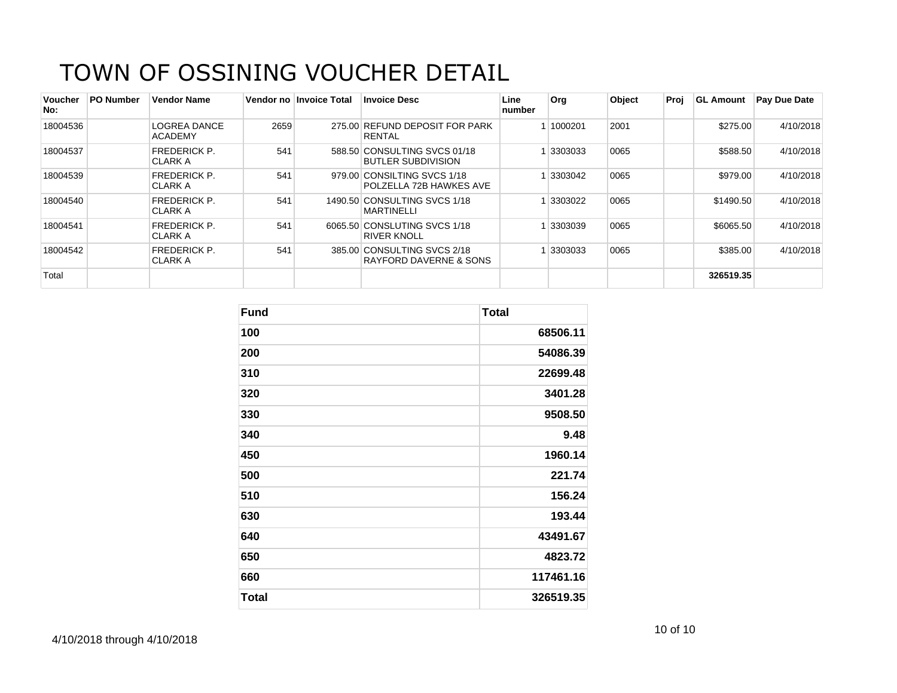# TOWN OF OSSINING VOUCHER DETAIL

| Voucher No: | PO Number | Vendor Name | Vendor no | Invoice Total | Invoice Desc | Line number | Org | Object | Proj | GL Amount | Pay Due Date |
|---|---|---|---|---|---|---|---|---|---|---|---|
| 18004536 | | LOGREA DANCE ACADEMY | 2659 | 275.00 | REFUND DEPOSIT FOR PARK RENTAL | 1 | 1000201 | 2001 | | $275.00 | 4/10/2018 |
| 18004537 | | FREDERICK P. CLARK A | 541 | 588.50 | CONSULTING SVCS 01/18 BUTLER SUBDIVISION | 1 | 3303033 | 0065 | | $588.50 | 4/10/2018 |
| 18004539 | | FREDERICK P. CLARK A | 541 | 979.00 | CONSILTING SVCS 1/18 POLZELLA 72B HAWKES AVE | 1 | 3303042 | 0065 | | $979.00 | 4/10/2018 |
| 18004540 | | FREDERICK P. CLARK A | 541 | 1490.50 | CONSULTING SVCS 1/18 MARTINELLI | 1 | 3303022 | 0065 | | $1490.50 | 4/10/2018 |
| 18004541 | | FREDERICK P. CLARK A | 541 | 6065.50 | CONSLUTING SVCS 1/18 RIVER KNOLL | 1 | 3303039 | 0065 | | $6065.50 | 4/10/2018 |
| 18004542 | | FREDERICK P. CLARK A | 541 | 385.00 | CONSULTING SVCS 2/18 RAYFORD DAVERNE & SONS | 1 | 3303033 | 0065 | | $385.00 | 4/10/2018 |
| Total | | | | | | | | | | **326519.35** | |

| Fund | Total |
|---|---|
| **100** | **68506.11** |
| **200** | **54086.39** |
| **310** | **22699.48** |
| **320** | **3401.28** |
| **330** | **9508.50** |
| **340** | **9.48** |
| **450** | **1960.14** |
| **500** | **221.74** |
| **510** | **156.24** |
| **630** | **193.44** |
| **640** | **43491.67** |
| **650** | **4823.72** |
| **660** | **117461.16** |
| **Total** | **326519.35** |

4/10/2018 through 4/10/2018